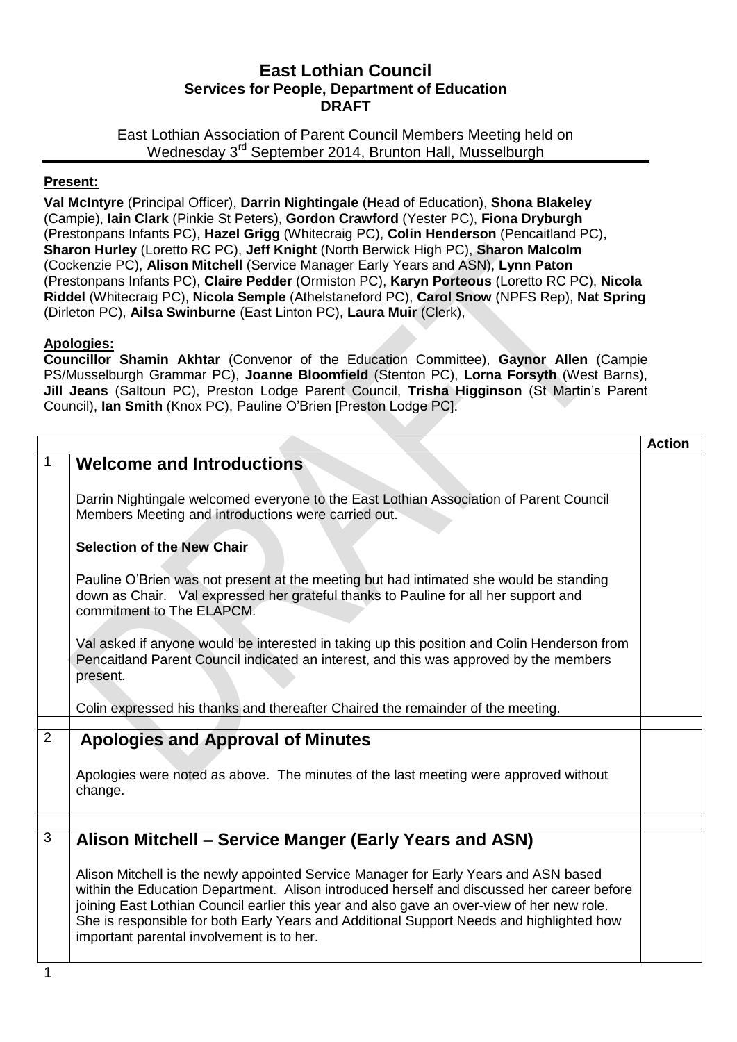# East Lothian Council
## Services for People, Department of Education
## DRAFT

East Lothian Association of Parent Council Members Meeting held on Wednesday 3rd September 2014, Brunton Hall, Musselburgh

**Present:**

**Val McIntyre** (Principal Officer), **Darrin Nightingale** (Head of Education), **Shona Blakeley** (Campie), **Iain Clark** (Pinkie St Peters), **Gordon Crawford** (Yester PC), **Fiona Dryburgh** (Prestonpans Infants PC), **Hazel Grigg** (Whitecraig PC), **Colin Henderson** (Pencaitland PC), **Sharon Hurley** (Loretto RC PC), **Jeff Knight** (North Berwick High PC), **Sharon Malcolm** (Cockenzie PC), **Alison Mitchell** (Service Manager Early Years and ASN), **Lynn Paton** (Prestonpans Infants PC), **Claire Pedder** (Ormiston PC), **Karyn Porteous** (Loretto RC PC), **Nicola Riddel** (Whitecraig PC), **Nicola Semple** (Athelstaneford PC), **Carol Snow** (NPFS Rep), **Nat Spring** (Dirleton PC), **Ailsa Swinburne** (East Linton PC), **Laura Muir** (Clerk),

**Apologies:**

**Councillor Shamin Akhtar** (Convenor of the Education Committee), **Gaynor Allen** (Campie PS/Musselburgh Grammar PC), **Joanne Bloomfield** (Stenton PC), **Lorna Forsyth** (West Barns), **Jill Jeans** (Saltoun PC), Preston Lodge Parent Council, **Trisha Higginson** (St Martin's Parent Council), **Ian Smith** (Knox PC), Pauline O'Brien [Preston Lodge PC].

| | | Action |
|---|---|---|
| 1 | **Welcome and Introductions**<br><br>Darrin Nightingale welcomed everyone to the East Lothian Association of Parent Council Members Meeting and introductions were carried out.<br><br>**Selection of the New Chair**<br><br>Pauline O'Brien was not present at the meeting but had intimated she would be standing down as Chair. Val expressed her grateful thanks to Pauline for all her support and commitment to The ELAPCM.<br><br>Val asked if anyone would be interested in taking up this position and Colin Henderson from Pencaitland Parent Council indicated an interest, and this was approved by the members present.<br><br>Colin expressed his thanks and thereafter Chaired the remainder of the meeting. | |
| 2 | **Apologies and Approval of Minutes**<br><br>Apologies were noted as above. The minutes of the last meeting were approved without change. | |
| 3 | **Alison Mitchell – Service Manger (Early Years and ASN)**<br><br>Alison Mitchell is the newly appointed Service Manager for Early Years and ASN based within the Education Department. Alison introduced herself and discussed her career before joining East Lothian Council earlier this year and also gave an over-view of her new role. She is responsible for both Early Years and Additional Support Needs and highlighted how important parental involvement is to her. | |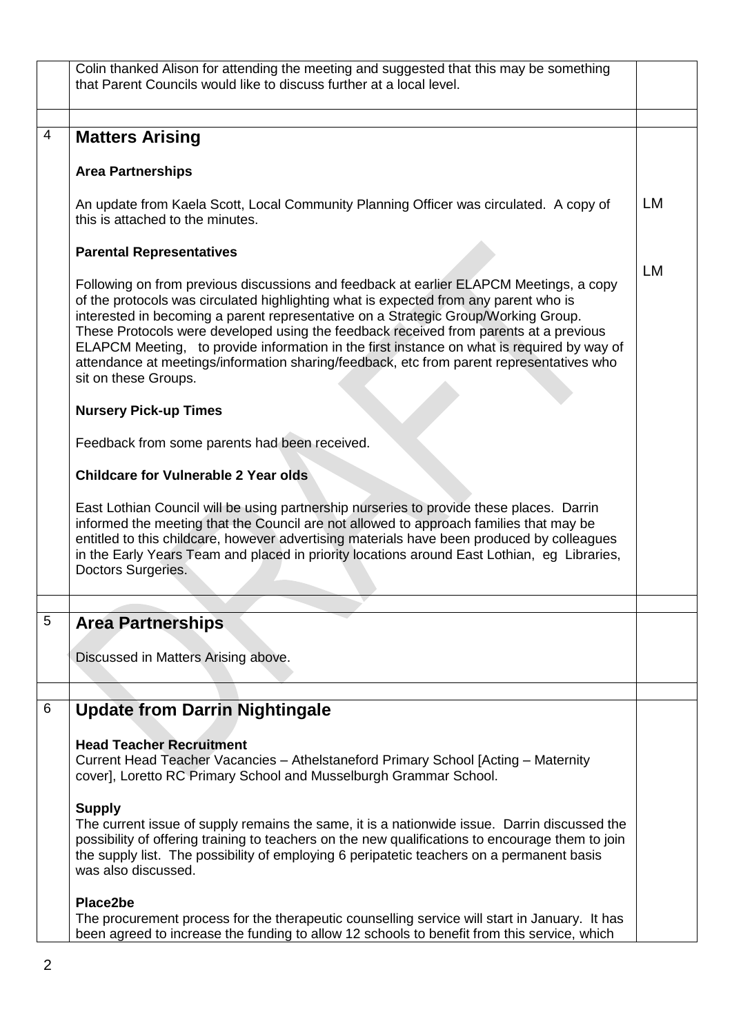Colin thanked Alison for attending the meeting and suggested that this may be something that Parent Councils would like to discuss further at a local level.

## 4 Matters Arising

### Area Partnerships

An update from Kaela Scott, Local Community Planning Officer was circulated. A copy of this is attached to the minutes. **LM**

### Parental Representatives

Following on from previous discussions and feedback at earlier ELAPCM Meetings, a copy of the protocols was circulated highlighting what is expected from any parent who is interested in becoming a parent representative on a Strategic Group/Working Group. These Protocols were developed using the feedback received from parents at a previous ELAPCM Meeting, to provide information in the first instance on what is required by way of attendance at meetings/information sharing/feedback, etc from parent representatives who sit on these Groups. **LM**

### Nursery Pick-up Times

Feedback from some parents had been received.

### Childcare for Vulnerable 2 Year olds

East Lothian Council will be using partnership nurseries to provide these places. Darrin informed the meeting that the Council are not allowed to approach families that may be entitled to this childcare, however advertising materials have been produced by colleagues in the Early Years Team and placed in priority locations around East Lothian, eg Libraries, Doctors Surgeries.

## 5 Area Partnerships

Discussed in Matters Arising above.

## 6 Update from Darrin Nightingale

### Head Teacher Recruitment

Current Head Teacher Vacancies – Athelstaneford Primary School [Acting – Maternity cover], Loretto RC Primary School and Musselburgh Grammar School.

### Supply

The current issue of supply remains the same, it is a nationwide issue. Darrin discussed the possibility of offering training to teachers on the new qualifications to encourage them to join the supply list. The possibility of employing 6 peripatetic teachers on a permanent basis was also discussed.

### Place2be

The procurement process for the therapeutic counselling service will start in January. It has been agreed to increase the funding to allow 12 schools to benefit from this service, which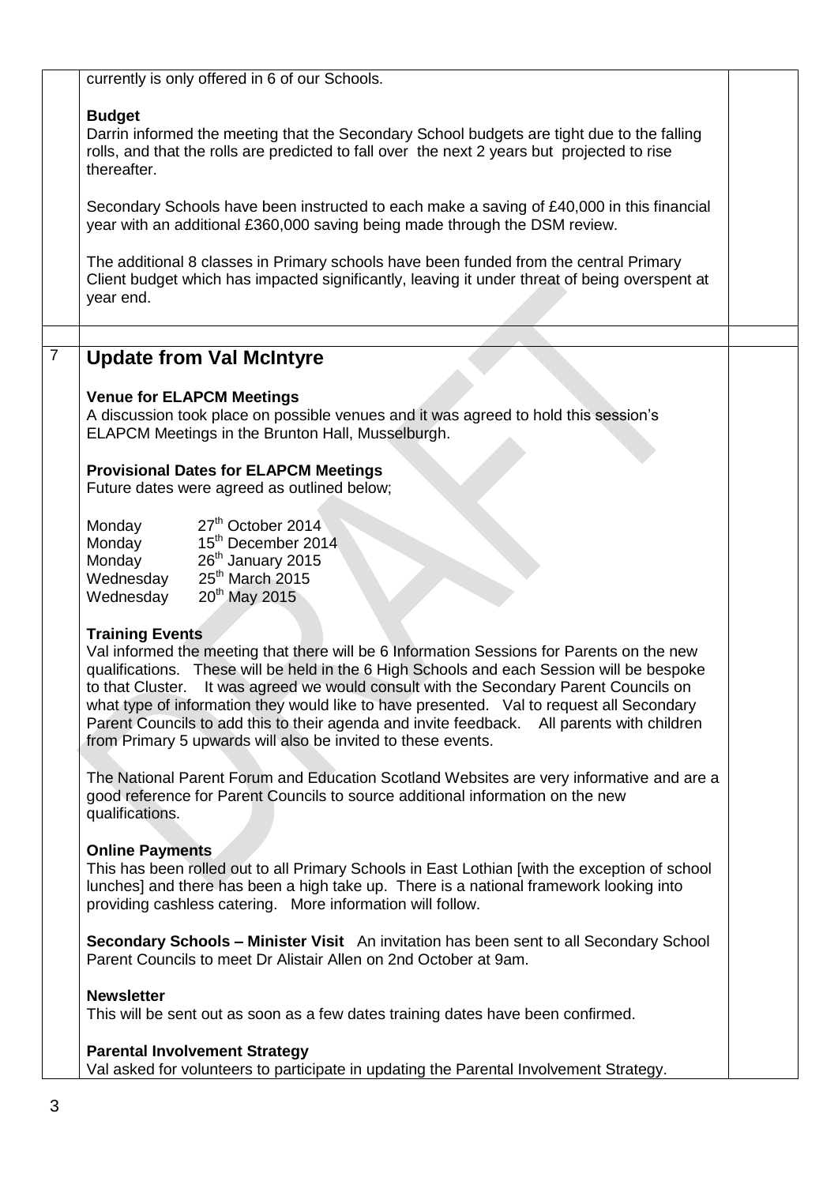currently is only offered in 6 of our Schools.

**Budget**

Darrin informed the meeting that the Secondary School budgets are tight due to the falling rolls, and that the rolls are predicted to fall over the next 2 years but projected to rise thereafter.

Secondary Schools have been instructed to each make a saving of £40,000 in this financial year with an additional £360,000 saving being made through the DSM review.

The additional 8 classes in Primary schools have been funded from the central Primary Client budget which has impacted significantly, leaving it under threat of being overspent at year end.

## 7 Update from Val McIntyre

**Venue for ELAPCM Meetings**

A discussion took place on possible venues and it was agreed to hold this session's ELAPCM Meetings in the Brunton Hall, Musselburgh.

**Provisional Dates for ELAPCM Meetings**

Future dates were agreed as outlined below;

| | |
|---|---|
| Monday | 27th October 2014 |
| Monday | 15th December 2014 |
| Monday | 26th January 2015 |
| Wednesday | 25th March 2015 |
| Wednesday | 20th May 2015 |

**Training Events**

Val informed the meeting that there will be 6 Information Sessions for Parents on the new qualifications. These will be held in the 6 High Schools and each Session will be bespoke to that Cluster. It was agreed we would consult with the Secondary Parent Councils on what type of information they would like to have presented. Val to request all Secondary Parent Councils to add this to their agenda and invite feedback. All parents with children from Primary 5 upwards will also be invited to these events.

The National Parent Forum and Education Scotland Websites are very informative and are a good reference for Parent Councils to source additional information on the new qualifications.

**Online Payments**

This has been rolled out to all Primary Schools in East Lothian [with the exception of school lunches] and there has been a high take up. There is a national framework looking into providing cashless catering. More information will follow.

**Secondary Schools – Minister Visit** An invitation has been sent to all Secondary School Parent Councils to meet Dr Alistair Allen on 2nd October at 9am.

**Newsletter**

This will be sent out as soon as a few dates training dates have been confirmed.

**Parental Involvement Strategy**

Val asked for volunteers to participate in updating the Parental Involvement Strategy.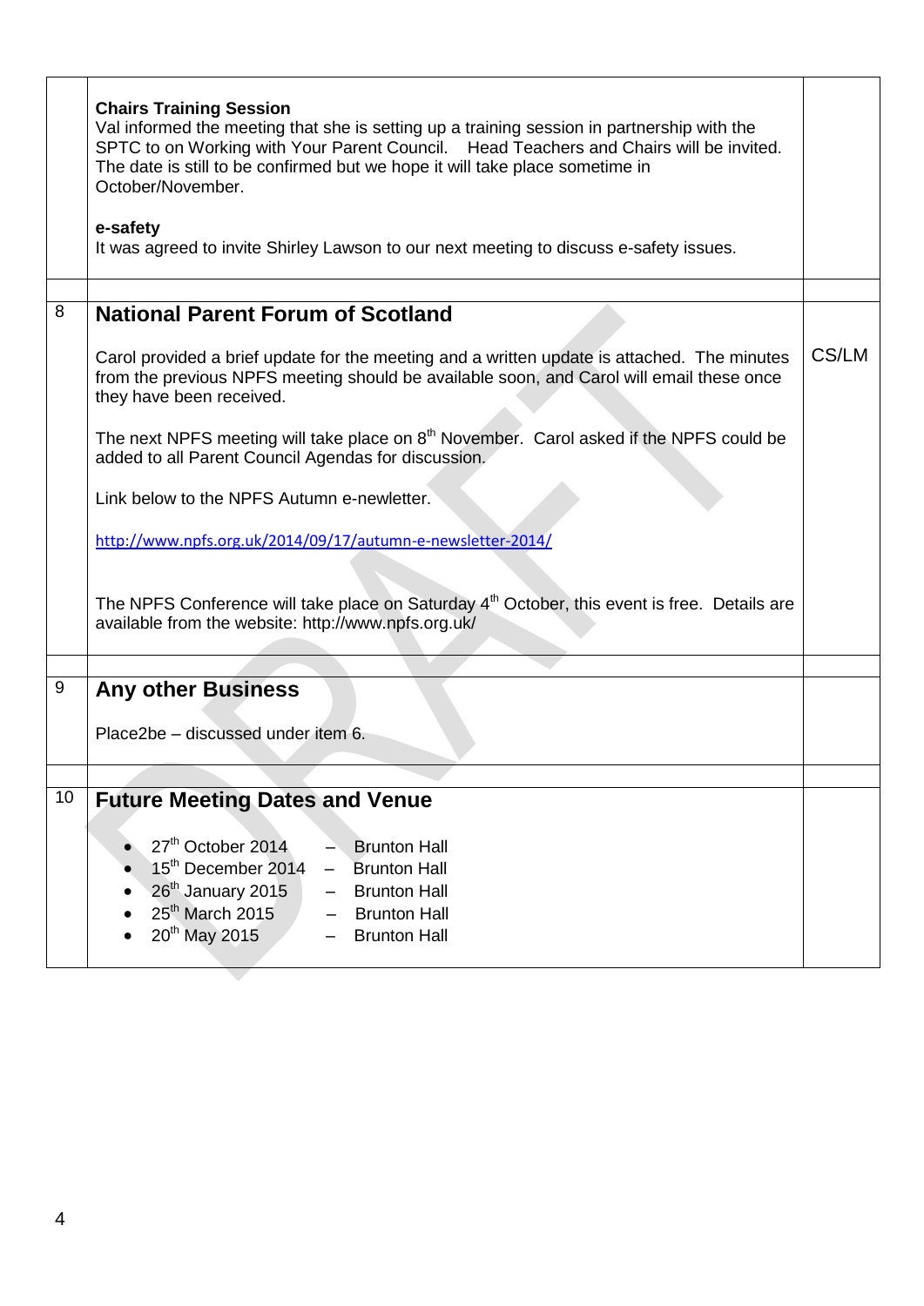| | | |
|---|---|---|
| | **Chairs Training Session**<br>Val informed the meeting that she is setting up a training session in partnership with the SPTC to on Working with Your Parent Council. Head Teachers and Chairs will be invited. The date is still to be confirmed but we hope it will take place sometime in October/November.<br><br>**e-safety**<br>It was agreed to invite Shirley Lawson to our next meeting to discuss e-safety issues. | |
| | | |
| 8 | **National Parent Forum of Scotland**<br><br>Carol provided a brief update for the meeting and a written update is attached. The minutes from the previous NPFS meeting should be available soon, and Carol will email these once they have been received.<br><br>The next NPFS meeting will take place on 8th November. Carol asked if the NPFS could be added to all Parent Council Agendas for discussion.<br><br>Link below to the NPFS Autumn e-newletter.<br><br>http://www.npfs.org.uk/2014/09/17/autumn-e-newsletter-2014/<br><br>The NPFS Conference will take place on Saturday 4th October, this event is free. Details are available from the website: http://www.npfs.org.uk/ | CS/LM |
| | | |
| 9 | **Any other Business**<br><br>Place2be – discussed under item 6. | |
| | | |
| 10 | **Future Meeting Dates and Venue**<br><br>• 27th October 2014 – Brunton Hall<br>• 15th December 2014 – Brunton Hall<br>• 26th January 2015 – Brunton Hall<br>• 25th March 2015 – Brunton Hall<br>• 20th May 2015 – Brunton Hall | |